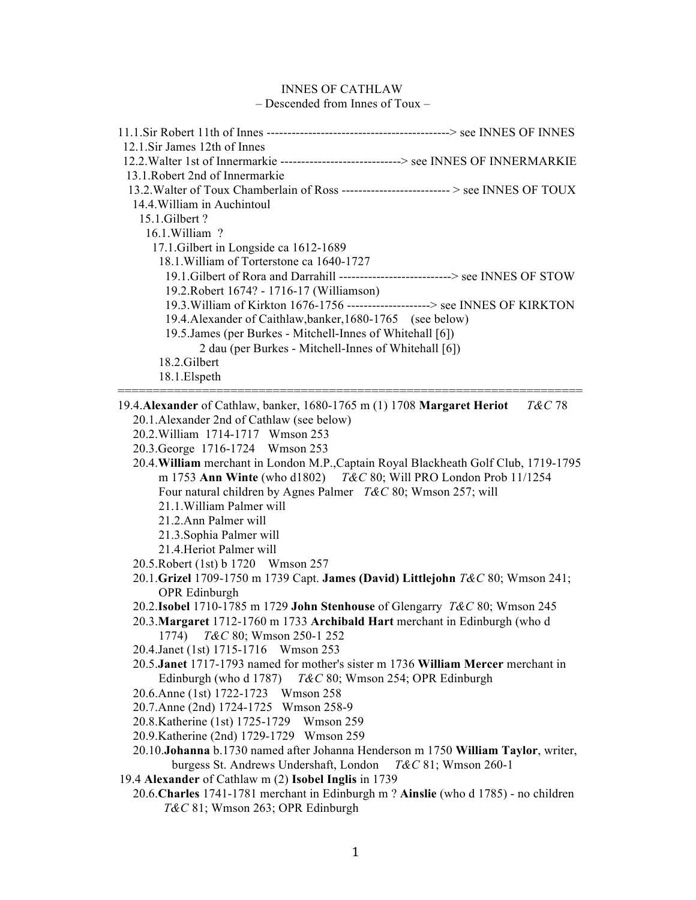INNES OF CATHLAW

– Descended from Innes of Toux –

11.1.Sir Robert 11th of Innes --------------------------------------------> see INNES OF INNES
 12.1.Sir James 12th of Innes
 12.2.Walter 1st of Innermarkie -----------------------------> see INNES OF INNERMARKIE
  13.1.Robert 2nd of Innermarkie
  13.2.Walter of Toux Chamberlain of Ross -------------------------- > see INNES OF TOUX
   14.4.William in Auchintoul
    15.1.Gilbert ?
     16.1.William ?
      17.1.Gilbert in Longside ca 1612-1689
       18.1.William of Torterstone ca 1640-1727
        19.1.Gilbert of Rora and Darrahill ---------------------------> see INNES OF STOW
        19.2.Robert 1674? - 1716-17 (Williamson)
        19.3.William of Kirkton 1676-1756 --------------------> see INNES OF KIRKTON
        19.4.Alexander of Caithlaw,banker,1680-1765 (see below)
        19.5.James (per Burkes - Mitchell-Innes of Whitehall [6])
          2 dau (per Burkes - Mitchell-Innes of Whitehall [6])
       18.2.Gilbert
       18.1.Elspeth

---

19.4.**Alexander** of Cathlaw, banker, 1680-1765 m (1) 1708 **Margaret Heriot** *T&C* 78
 20.1.Alexander 2nd of Cathlaw (see below)
 20.2.William 1714-1717 Wmson 253
 20.3.George 1716-1724 Wmson 253
 20.4.**William** merchant in London M.P.,Captain Royal Blackheath Golf Club, 1719-1795
   m 1753 **Ann Winte** (who d1802) *T&C* 80; Will PRO London Prob 11/1254
   Four natural children by Agnes Palmer *T&C* 80; Wmson 257; will
   21.1.William Palmer will
   21.2.Ann Palmer will
   21.3.Sophia Palmer will
   21.4.Heriot Palmer will
 20.5.Robert (1st) b 1720 Wmson 257
 20.1.**Grizel** 1709-1750 m 1739 Capt. **James (David) Littlejohn** *T&C* 80; Wmson 241;
   OPR Edinburgh
 20.2.**Isobel** 1710-1785 m 1729 **John Stenhouse** of Glengarry *T&C* 80; Wmson 245
 20.3.**Margaret** 1712-1760 m 1733 **Archibald Hart** merchant in Edinburgh (who d
   1774) *T&C* 80; Wmson 250-1 252
 20.4.Janet (1st) 1715-1716 Wmson 253
 20.5.**Janet** 1717-1793 named for mother's sister m 1736 **William Mercer** merchant in
   Edinburgh (who d 1787) *T&C* 80; Wmson 254; OPR Edinburgh
 20.6.Anne (1st) 1722-1723 Wmson 258
 20.7.Anne (2nd) 1724-1725 Wmson 258-9
 20.8.Katherine (1st) 1725-1729 Wmson 259
 20.9.Katherine (2nd) 1729-1729 Wmson 259
 20.10.**Johanna** b.1730 named after Johanna Henderson m 1750 **William Taylor**, writer,
   burgess St. Andrews Undershaft, London *T&C* 81; Wmson 260-1
19.4 **Alexander** of Cathlaw m (2) **Isobel Inglis** in 1739
 20.6.**Charles** 1741-1781 merchant in Edinburgh m ? **Ainslie** (who d 1785) - no children
   *T&C* 81; Wmson 263; OPR Edinburgh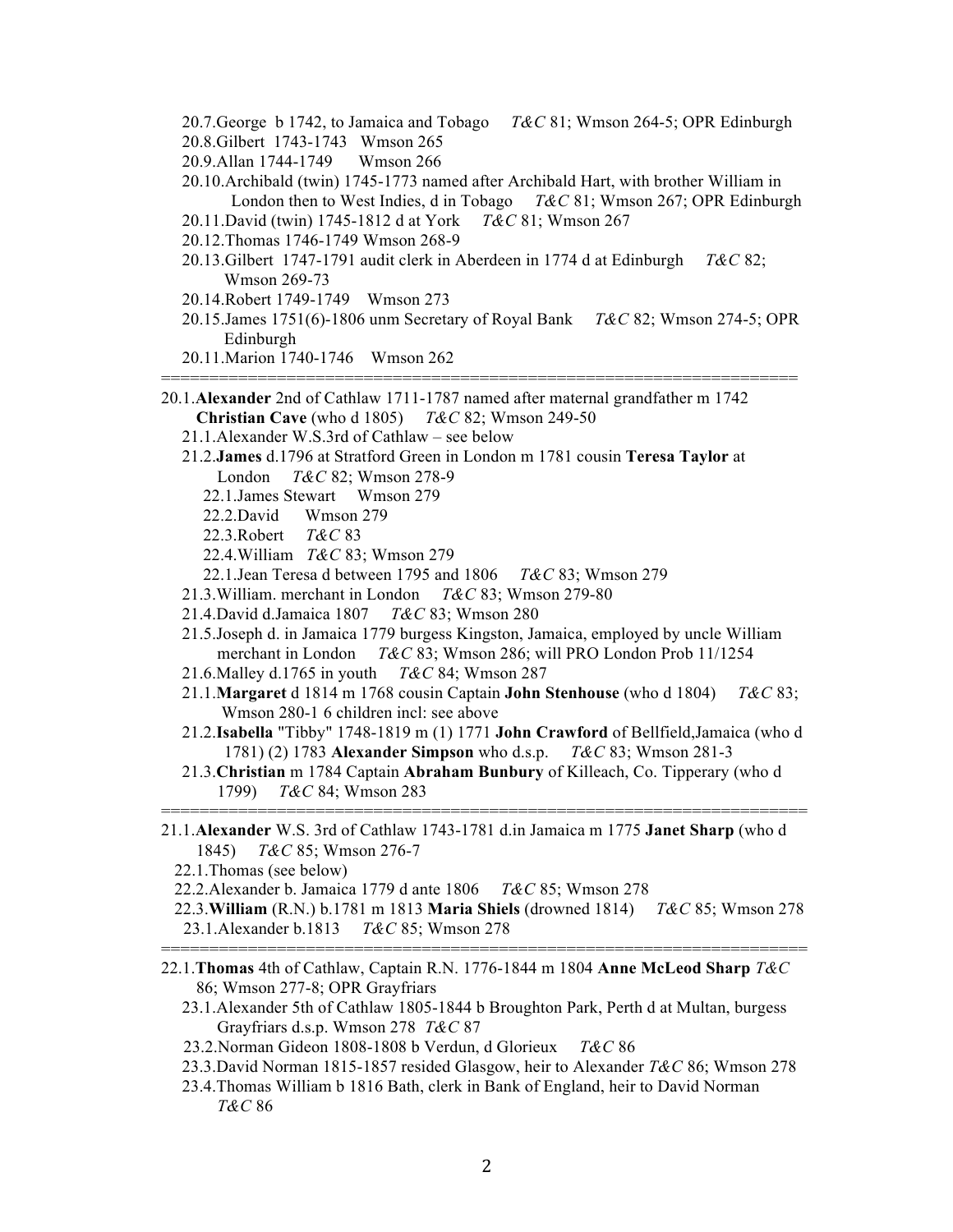20.7.George b 1742, to Jamaica and Tobago *T&C* 81; Wmson 264-5; OPR Edinburgh
20.8.Gilbert 1743-1743 Wmson 265
20.9.Allan 1744-1749 Wmson 266
20.10.Archibald (twin) 1745-1773 named after Archibald Hart, with brother William in London then to West Indies, d in Tobago *T&C* 81; Wmson 267; OPR Edinburgh
20.11.David (twin) 1745-1812 d at York *T&C* 81; Wmson 267
20.12.Thomas 1746-1749 Wmson 268-9
20.13.Gilbert 1747-1791 audit clerk in Aberdeen in 1774 d at Edinburgh *T&C* 82; Wmson 269-73
20.14.Robert 1749-1749 Wmson 273
20.15.James 1751(6)-1806 unm Secretary of Royal Bank *T&C* 82; Wmson 274-5; OPR Edinburgh
20.11.Marion 1740-1746 Wmson 262

==================================================================

20.1.**Alexander** 2nd of Cathlaw 1711-1787 named after maternal grandfather m 1742 **Christian Cave** (who d 1805) *T&C* 82; Wmson 249-50
21.1.Alexander W.S.3rd of Cathlaw – see below
21.2.**James** d.1796 at Stratford Green in London m 1781 cousin **Teresa Taylor** at London *T&C* 82; Wmson 278-9
22.1.James Stewart Wmson 279
22.2.David Wmson 279
22.3.Robert *T&C* 83
22.4.William *T&C* 83; Wmson 279
22.1.Jean Teresa d between 1795 and 1806 *T&C* 83; Wmson 279
21.3.William. merchant in London *T&C* 83; Wmson 279-80
21.4.David d.Jamaica 1807 *T&C* 83; Wmson 280
21.5.Joseph d. in Jamaica 1779 burgess Kingston, Jamaica, employed by uncle William merchant in London *T&C* 83; Wmson 286; will PRO London Prob 11/1254
21.6.Malley d.1765 in youth *T&C* 84; Wmson 287
21.1.**Margaret** d 1814 m 1768 cousin Captain **John Stenhouse** (who d 1804) *T&C* 83; Wmson 280-1 6 children incl: see above
21.2.**Isabella** "Tibby" 1748-1819 m (1) 1771 **John Crawford** of Bellfield,Jamaica (who d 1781) (2) 1783 **Alexander Simpson** who d.s.p. *T&C* 83; Wmson 281-3
21.3.**Christian** m 1784 Captain **Abraham Bunbury** of Killeach, Co. Tipperary (who d 1799) *T&C* 84; Wmson 283

==================================================================

21.1.**Alexander** W.S. 3rd of Cathlaw 1743-1781 d.in Jamaica m 1775 **Janet Sharp** (who d 1845) *T&C* 85; Wmson 276-7
22.1.Thomas (see below)
22.2.Alexander b. Jamaica 1779 d ante 1806 *T&C* 85; Wmson 278
22.3.**William** (R.N.) b.1781 m 1813 **Maria Shiels** (drowned 1814) *T&C* 85; Wmson 278
23.1.Alexander b.1813 *T&C* 85; Wmson 278

==================================================================

22.1.**Thomas** 4th of Cathlaw, Captain R.N. 1776-1844 m 1804 **Anne McLeod Sharp** *T&C* 86; Wmson 277-8; OPR Grayfriars
23.1.Alexander 5th of Cathlaw 1805-1844 b Broughton Park, Perth d at Multan, burgess Grayfriars d.s.p. Wmson 278 *T&C* 87
23.2.Norman Gideon 1808-1808 b Verdun, d Glorieux *T&C* 86
23.3.David Norman 1815-1857 resided Glasgow, heir to Alexander *T&C* 86; Wmson 278
23.4.Thomas William b 1816 Bath, clerk in Bank of England, heir to David Norman *T&C* 86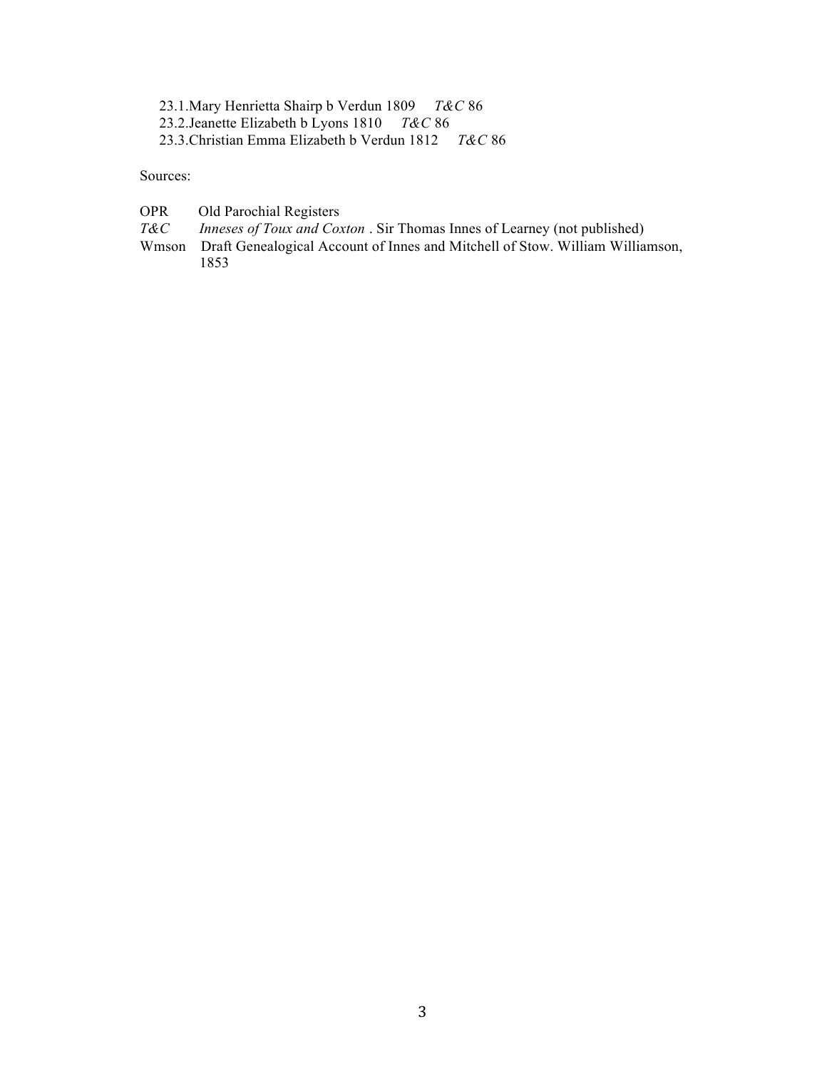23.1.Mary Henrietta Shairp b Verdun 1809 *T&C* 86
23.2.Jeanette Elizabeth b Lyons 1810 *T&C* 86
23.3.Christian Emma Elizabeth b Verdun 1812 *T&C* 86

Sources:

OPR Old Parochial Registers
*T&C* *Inneses of Toux and Coxton* . Sir Thomas Innes of Learney (not published)
Wmson Draft Genealogical Account of Innes and Mitchell of Stow. William Williamson, 1853